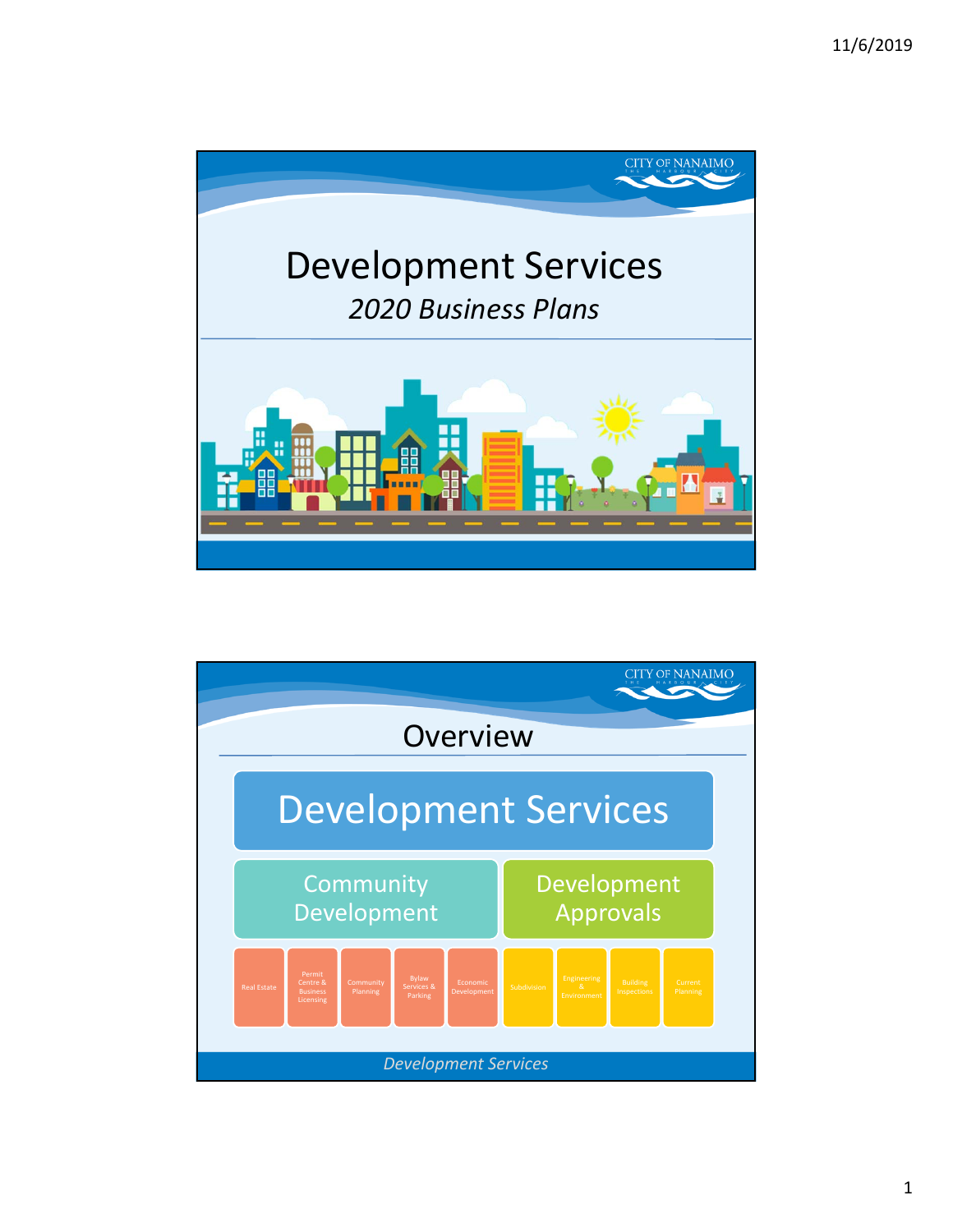# Development Services

*2020 Business Plans*

## Overview

**Development Services**

- **Community Development**
  - Real Estate
  - Permit Centre & Business Licensing
  - Community Planning
  - Bylaw Services & Parking
  - Economic Development
- **Development Approvals**
  - Subdivision
  - Engineering & Environment
  - Building Inspections
  - Current Planning

*Development Services*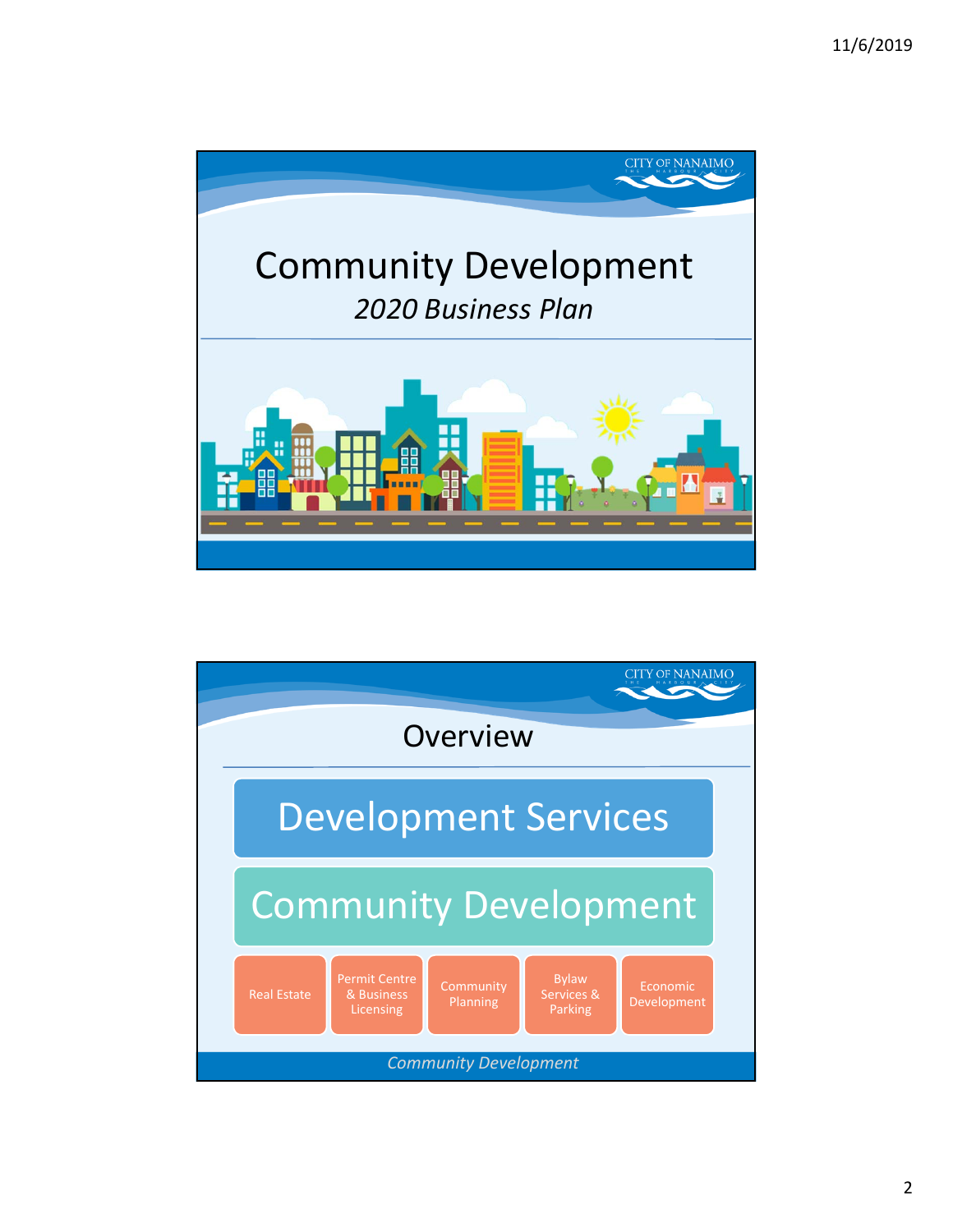# Community Development

*2020 Business Plan*

## Overview

- Development Services
  - Community Development
    - Real Estate
    - Permit Centre & Business Licensing
    - Community Planning
    - Bylaw Services & Parking
    - Economic Development

*Community Development*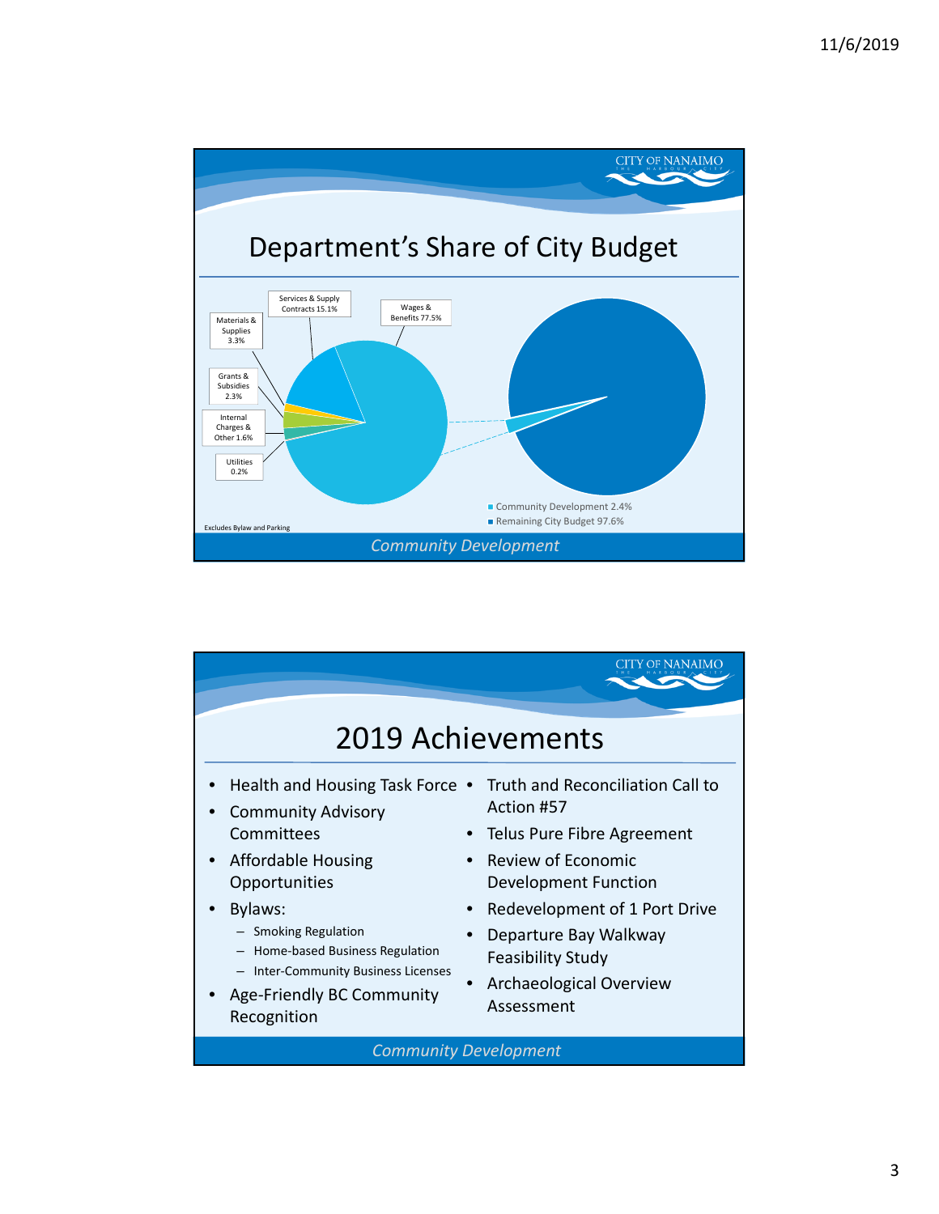## Department's Share of City Budget

- Wages & Benefits 77.5%
- Services & Supply Contracts 15.1%
- Materials & Supplies 3.3%
- Grants & Subsidies 2.3%
- Internal Charges & Other 1.6%
- Utilities 0.2%

Excludes Bylaw and Parking

- Community Development 2.4%
- Remaining City Budget 97.6%

*Community Development*

## 2019 Achievements

- Health and Housing Task Force
- Community Advisory Committees
- Affordable Housing Opportunities
- Bylaws:
  - Smoking Regulation
  - Home-based Business Regulation
  - Inter-Community Business Licenses
- Age-Friendly BC Community Recognition
- Truth and Reconciliation Call to Action #57
- Telus Pure Fibre Agreement
- Review of Economic Development Function
- Redevelopment of 1 Port Drive
- Departure Bay Walkway Feasibility Study
- Archaeological Overview Assessment

*Community Development*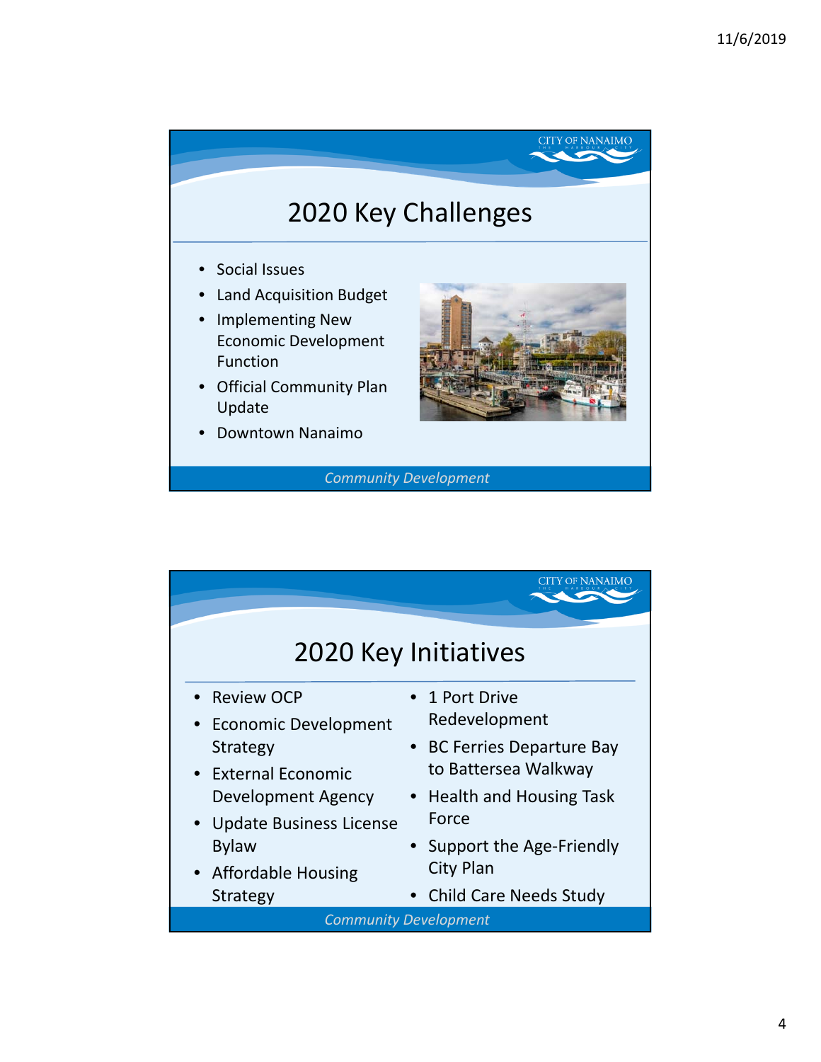## 2020 Key Challenges

- Social Issues
- Land Acquisition Budget
- Implementing New Economic Development Function
- Official Community Plan Update
- Downtown Nanaimo

*Community Development*

## 2020 Key Initiatives

- Review OCP
- Economic Development Strategy
- External Economic Development Agency
- Update Business License Bylaw
- Affordable Housing Strategy
- 1 Port Drive Redevelopment
- BC Ferries Departure Bay to Battersea Walkway
- Health and Housing Task Force
- Support the Age-Friendly City Plan
- Child Care Needs Study

*Community Development*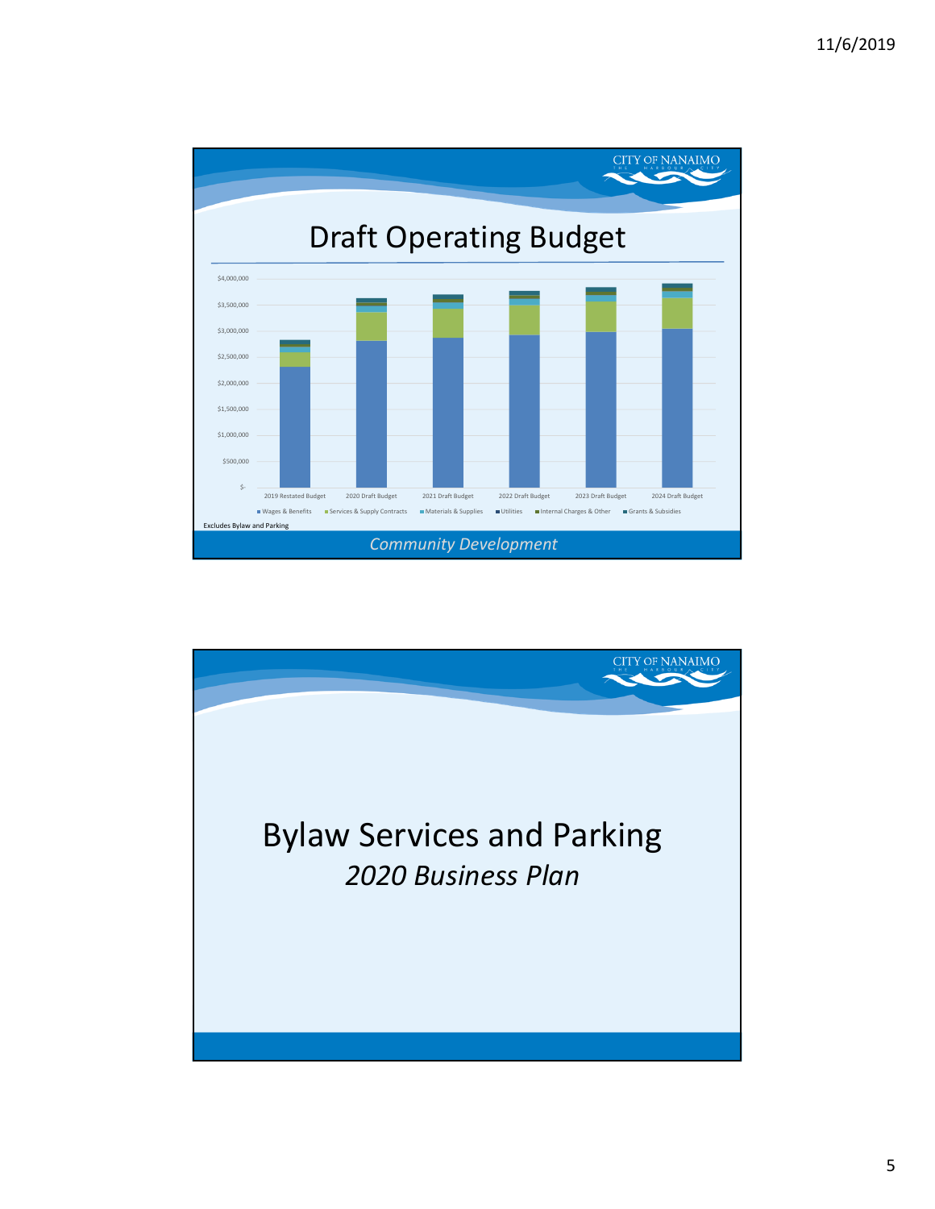## Draft Operating Budget

$4,000,000
$3,500,000
$3,000,000
$2,500,000
$2,000,000
$1,500,000
$1,000,000
$500,000
$-

2019 Restated Budget | 2020 Draft Budget | 2021 Draft Budget | 2022 Draft Budget | 2023 Draft Budget | 2024 Draft Budget

■ Wages & Benefits ■ Services & Supply Contracts ■ Materials & Supplies ■ Utilities ■ Internal Charges & Other ■ Grants & Subsidies

Excludes Bylaw and Parking

*Community Development*

# Bylaw Services and Parking

*2020 Business Plan*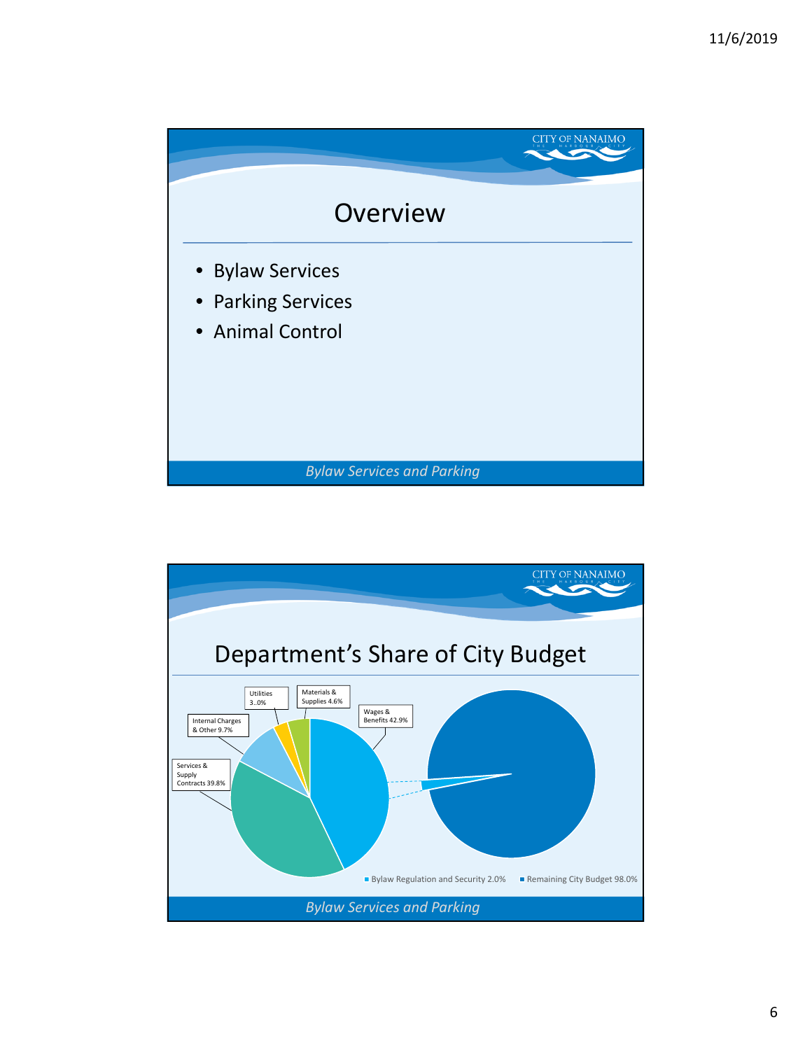## Overview

- Bylaw Services
- Parking Services
- Animal Control

*Bylaw Services and Parking*

## Department's Share of City Budget

Utilities 3..0%

Materials & Supplies 4.6%

Wages & Benefits 42.9%

Internal Charges & Other 9.7%

Services & Supply Contracts 39.8%

Bylaw Regulation and Security 2.0%

Remaining City Budget 98.0%

*Bylaw Services and Parking*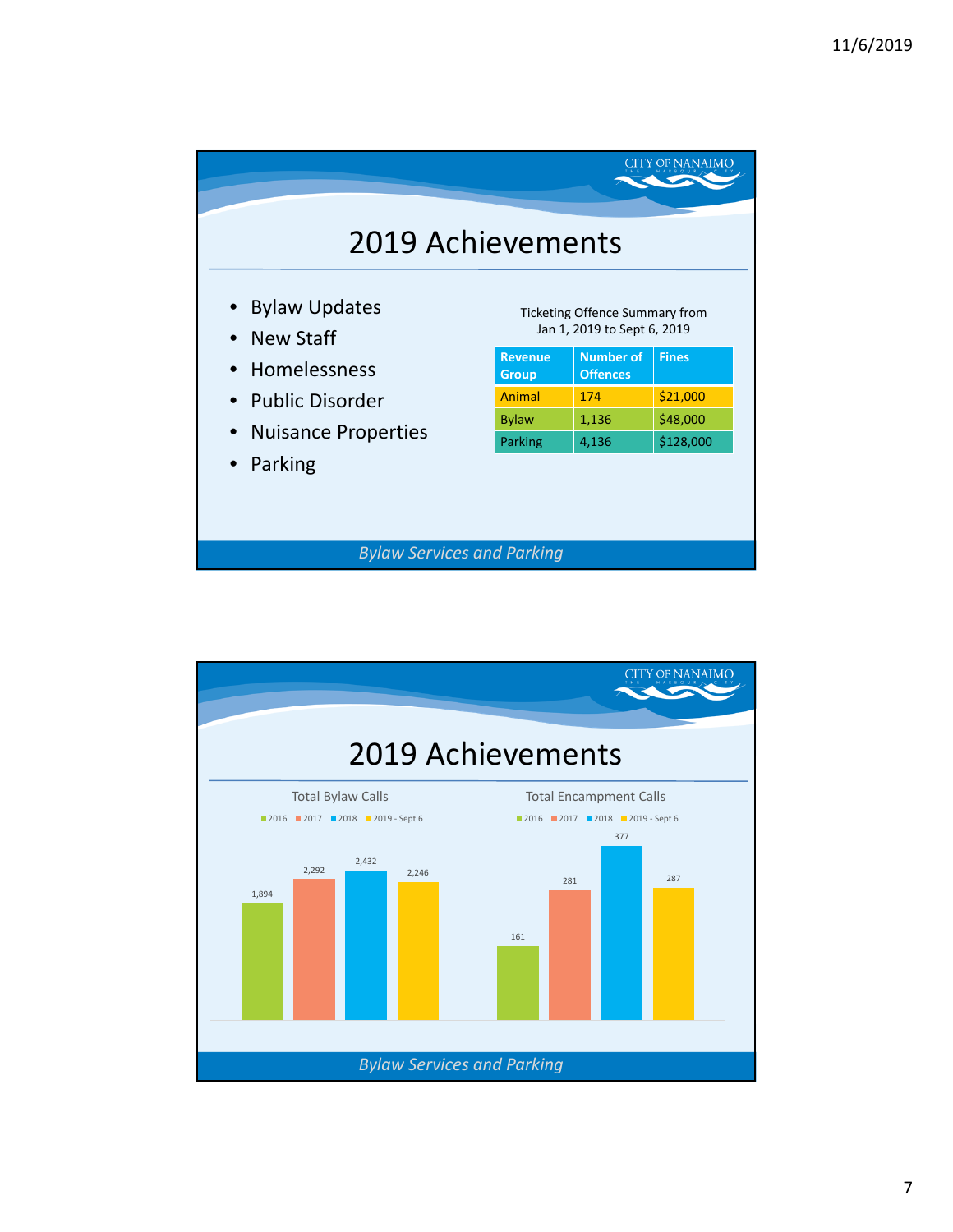## 2019 Achievements

- Bylaw Updates
- New Staff
- Homelessness
- Public Disorder
- Nuisance Properties
- Parking

Ticketing Offence Summary from Jan 1, 2019 to Sept 6, 2019

| Revenue Group | Number of Offences | Fines |
|---|---|---|
| Animal | 174 | $21,000 |
| Bylaw | 1,136 | $48,000 |
| Parking | 4,136 | $128,000 |

*Bylaw Services and Parking*

## 2019 Achievements

Total Bylaw Calls

| Year | Calls |
|---|---|
| 2016 | 1,894 |
| 2017 | 2,292 |
| 2018 | 2,432 |
| 2019 - Sept 6 | 2,246 |

Total Encampment Calls

| Year | Calls |
|---|---|
| 2016 | 161 |
| 2017 | 281 |
| 2018 | 377 |
| 2019 - Sept 6 | 287 |

*Bylaw Services and Parking*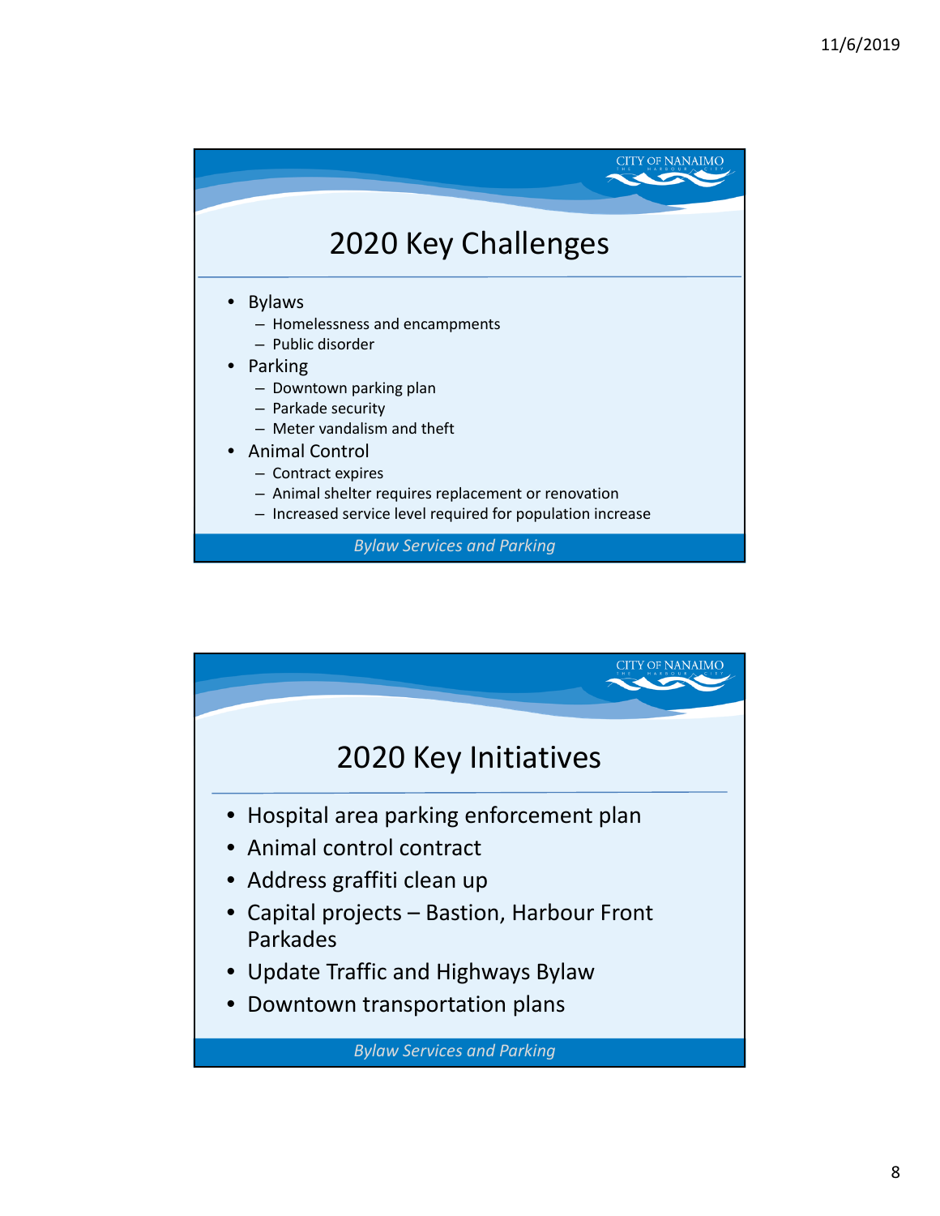## 2020 Key Challenges

- Bylaws
  - Homelessness and encampments
  - Public disorder
- Parking
  - Downtown parking plan
  - Parkade security
  - Meter vandalism and theft
- Animal Control
  - Contract expires
  - Animal shelter requires replacement or renovation
  - Increased service level required for population increase

*Bylaw Services and Parking*

## 2020 Key Initiatives

- Hospital area parking enforcement plan
- Animal control contract
- Address graffiti clean up
- Capital projects – Bastion, Harbour Front Parkades
- Update Traffic and Highways Bylaw
- Downtown transportation plans

*Bylaw Services and Parking*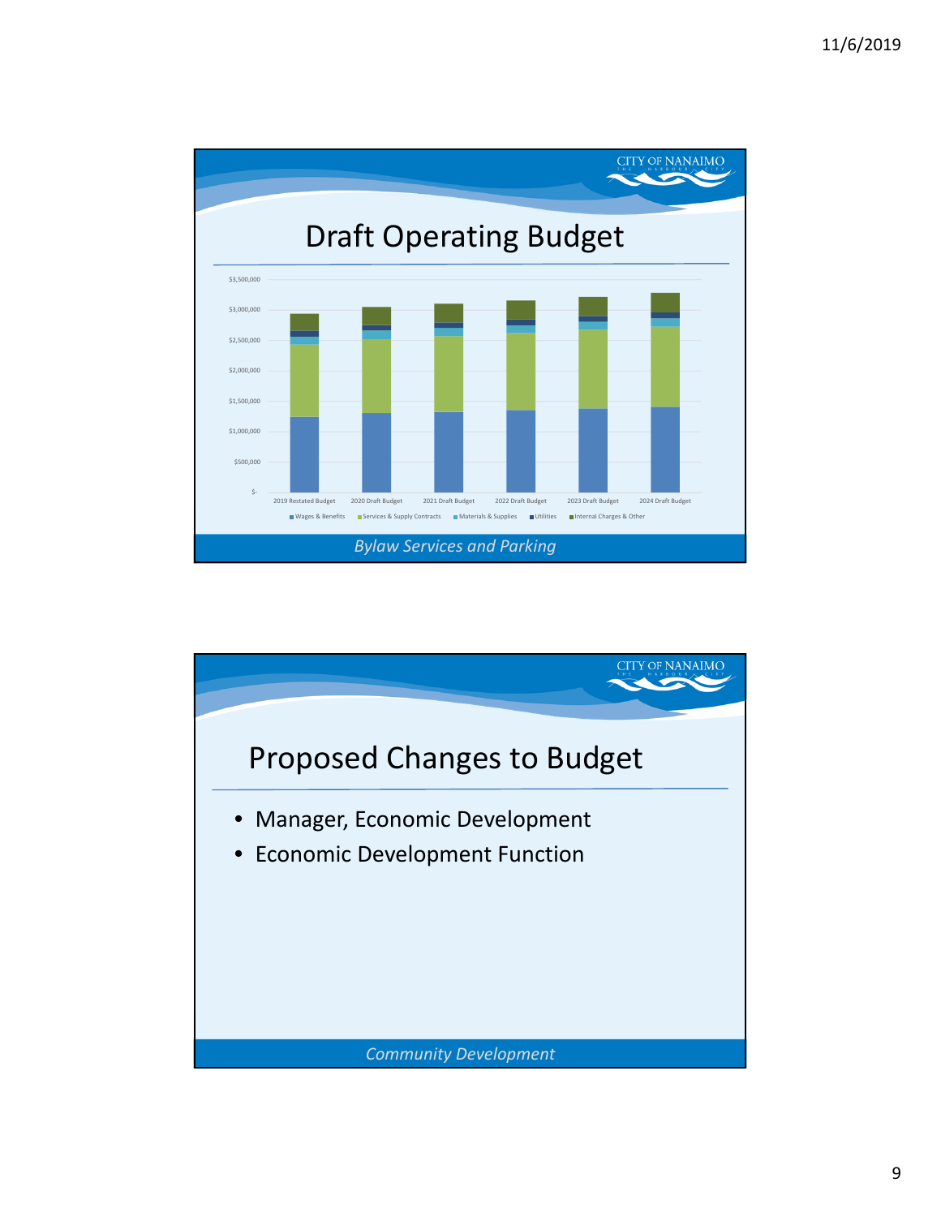## Draft Operating Budget

$3,500,000
$3,000,000
$2,500,000
$2,000,000
$1,500,000
$1,000,000
$500,000
$-

2019 Restated Budget | 2020 Draft Budget | 2021 Draft Budget | 2022 Draft Budget | 2023 Draft Budget | 2024 Draft Budget

Wages & Benefits | Services & Supply Contracts | Materials & Supplies | Utilities | Internal Charges & Other

*Bylaw Services and Parking*

## Proposed Changes to Budget

- Manager, Economic Development
- Economic Development Function

*Community Development*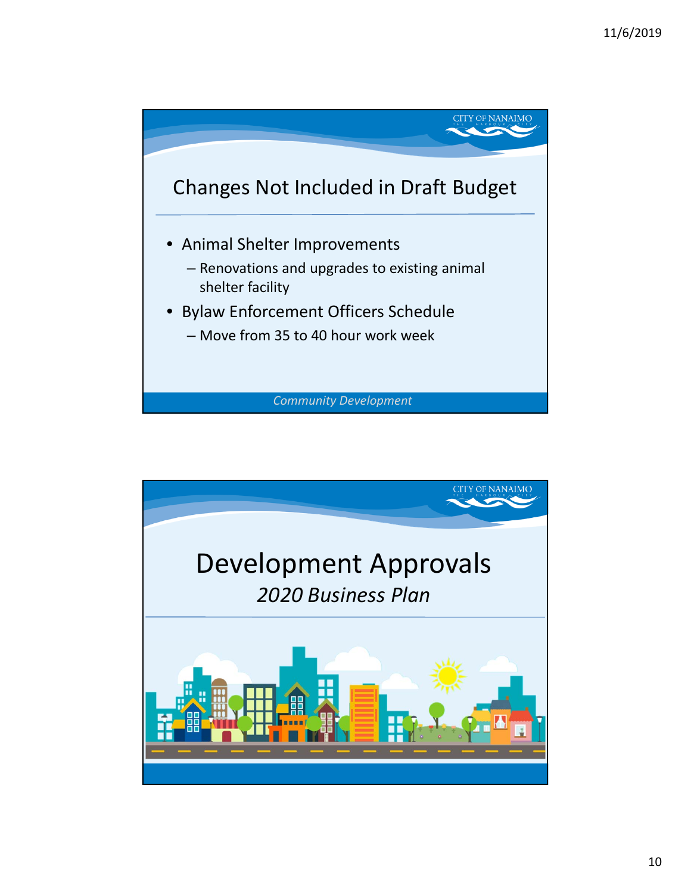## Changes Not Included in Draft Budget

- Animal Shelter Improvements
  - Renovations and upgrades to existing animal shelter facility
- Bylaw Enforcement Officers Schedule
  - Move from 35 to 40 hour work week

*Community Development*

# Development Approvals

*2020 Business Plan*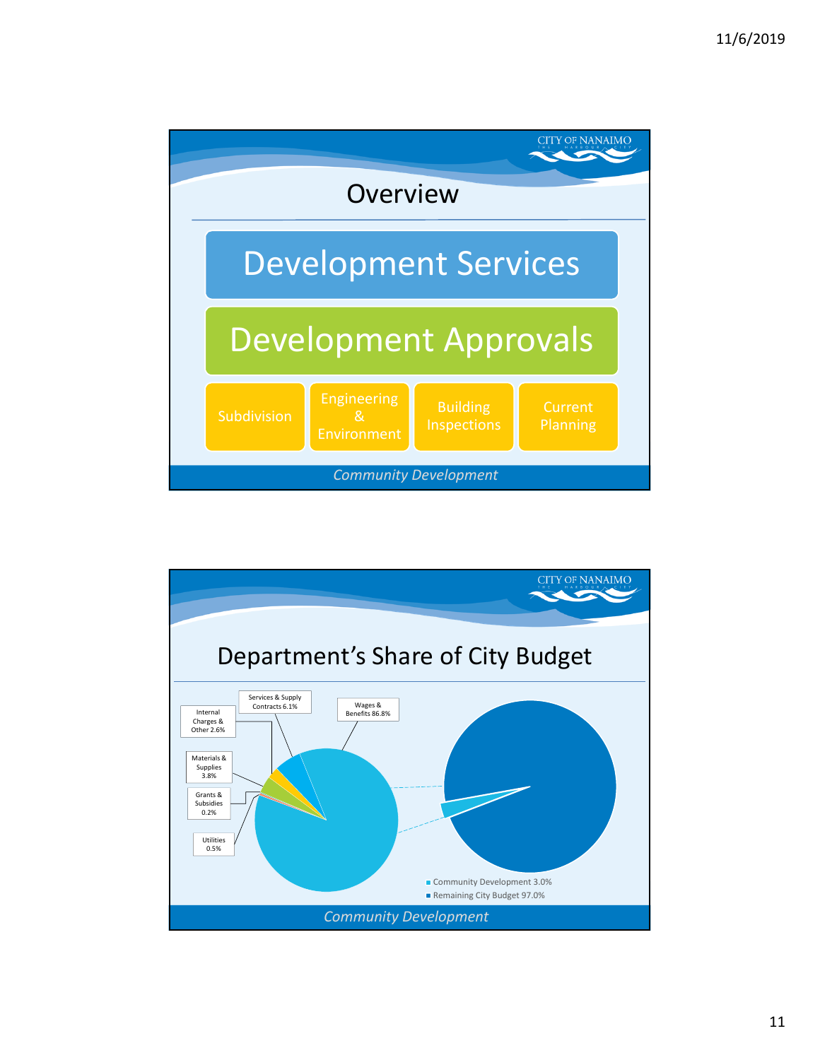## Overview

# Development Services

# Development Approvals

- Subdivision
- Engineering & Environment
- Building Inspections
- Current Planning

*Community Development*

## Department's Share of City Budget

- Wages & Benefits 86.8%
- Services & Supply Contracts 6.1%
- Internal Charges & Other 2.6%
- Materials & Supplies 3.8%
- Grants & Subsidies 0.2%
- Utilities 0.5%

- Community Development 3.0%
- Remaining City Budget 97.0%

*Community Development*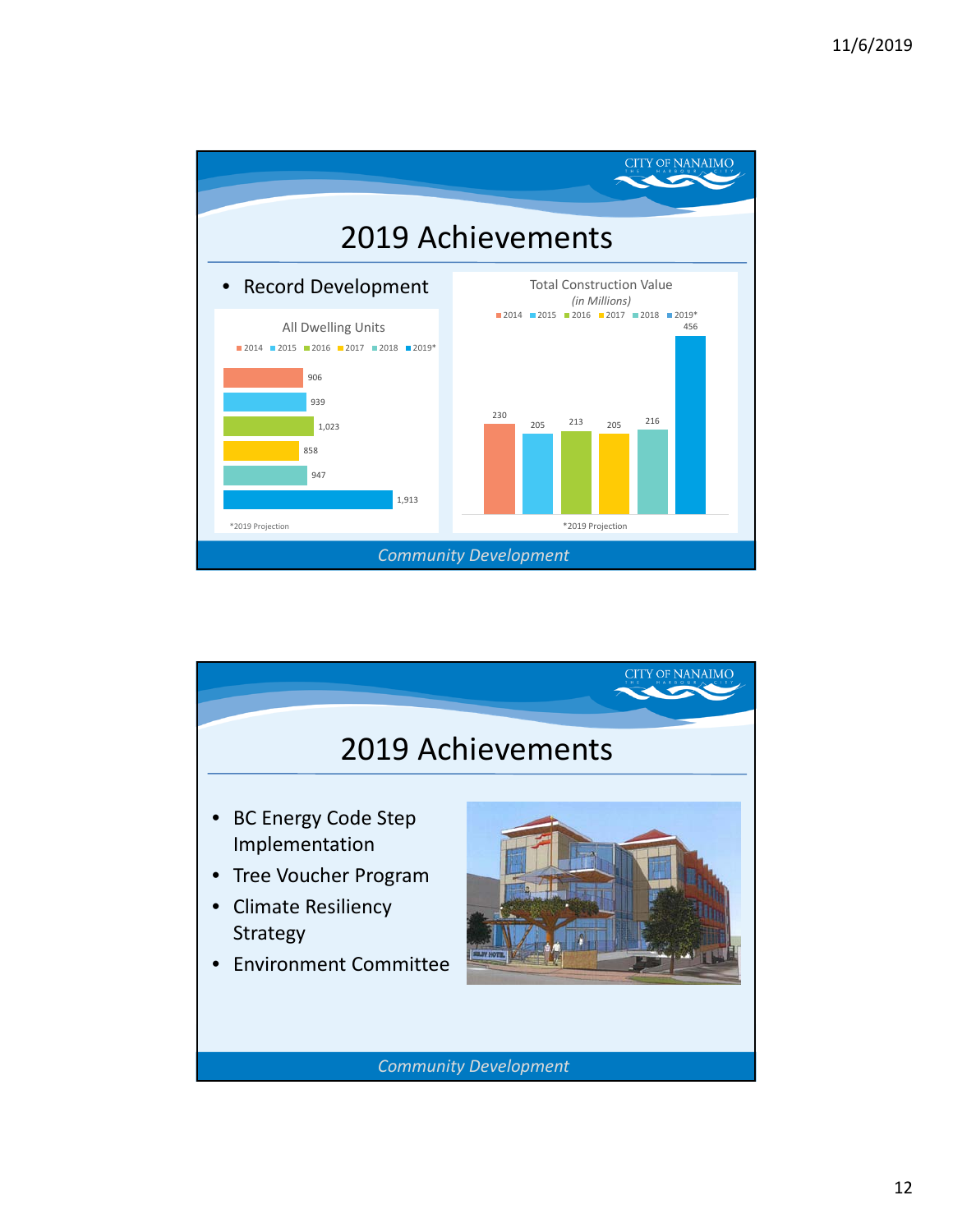## 2019 Achievements

- Record Development

**All Dwelling Units**

| Year | Units |
|---|---|
| 2014 | 906 |
| 2015 | 939 |
| 2016 | 1,023 |
| 2017 | 858 |
| 2018 | 947 |
| 2019* | 1,913 |

*2019 Projection

**Total Construction Value** *(in Millions)*

| Year | Value |
|---|---|
| 2014 | 230 |
| 2015 | 205 |
| 2016 | 213 |
| 2017 | 205 |
| 2018 | 216 |
| 2019* | 456 |

*2019 Projection

*Community Development*

## 2019 Achievements

- BC Energy Code Step Implementation
- Tree Voucher Program
- Climate Resiliency Strategy
- Environment Committee

*Community Development*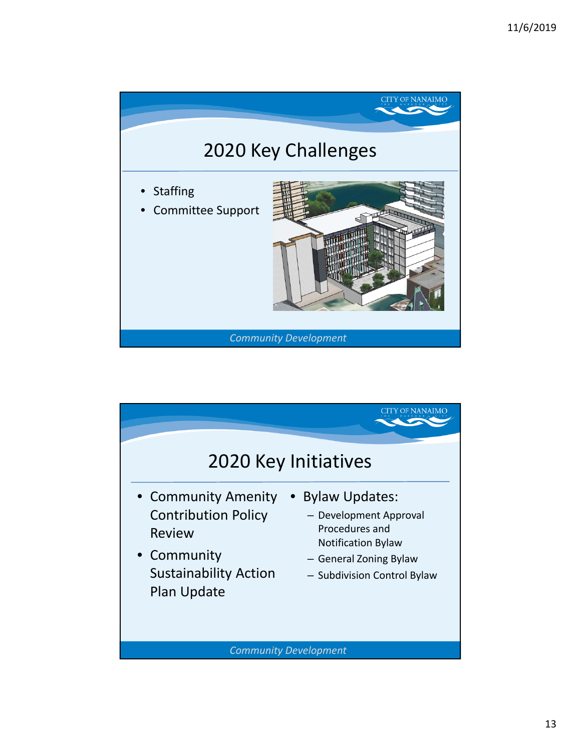## 2020 Key Challenges

- Staffing
- Committee Support

*Community Development*

## 2020 Key Initiatives

- Community Amenity Contribution Policy Review
- Community Sustainability Action Plan Update
- Bylaw Updates:
  - Development Approval Procedures and Notification Bylaw
  - General Zoning Bylaw
  - Subdivision Control Bylaw

*Community Development*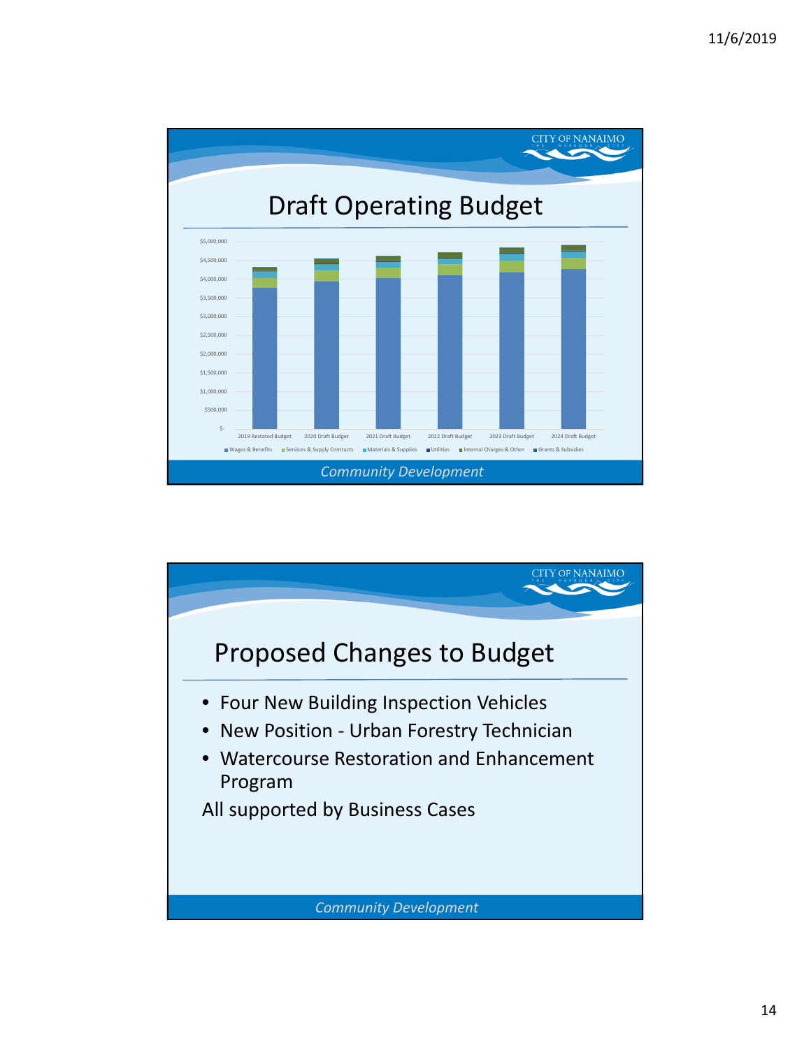## Draft Operating Budget

$5,000,000
$4,500,000
$4,000,000
$3,500,000
$3,000,000
$2,500,000
$2,000,000
$1,500,000
$1,000,000
$500,000
$-

2019 Restated Budget | 2020 Draft Budget | 2021 Draft Budget | 2022 Draft Budget | 2023 Draft Budget | 2024 Draft Budget

Wages & Benefits | Services & Supply Contracts | Materials & Supplies | Utilities | Internal Charges & Other | Grants & Subsidies

*Community Development*

## Proposed Changes to Budget

- Four New Building Inspection Vehicles
- New Position - Urban Forestry Technician
- Watercourse Restoration and Enhancement Program

All supported by Business Cases

*Community Development*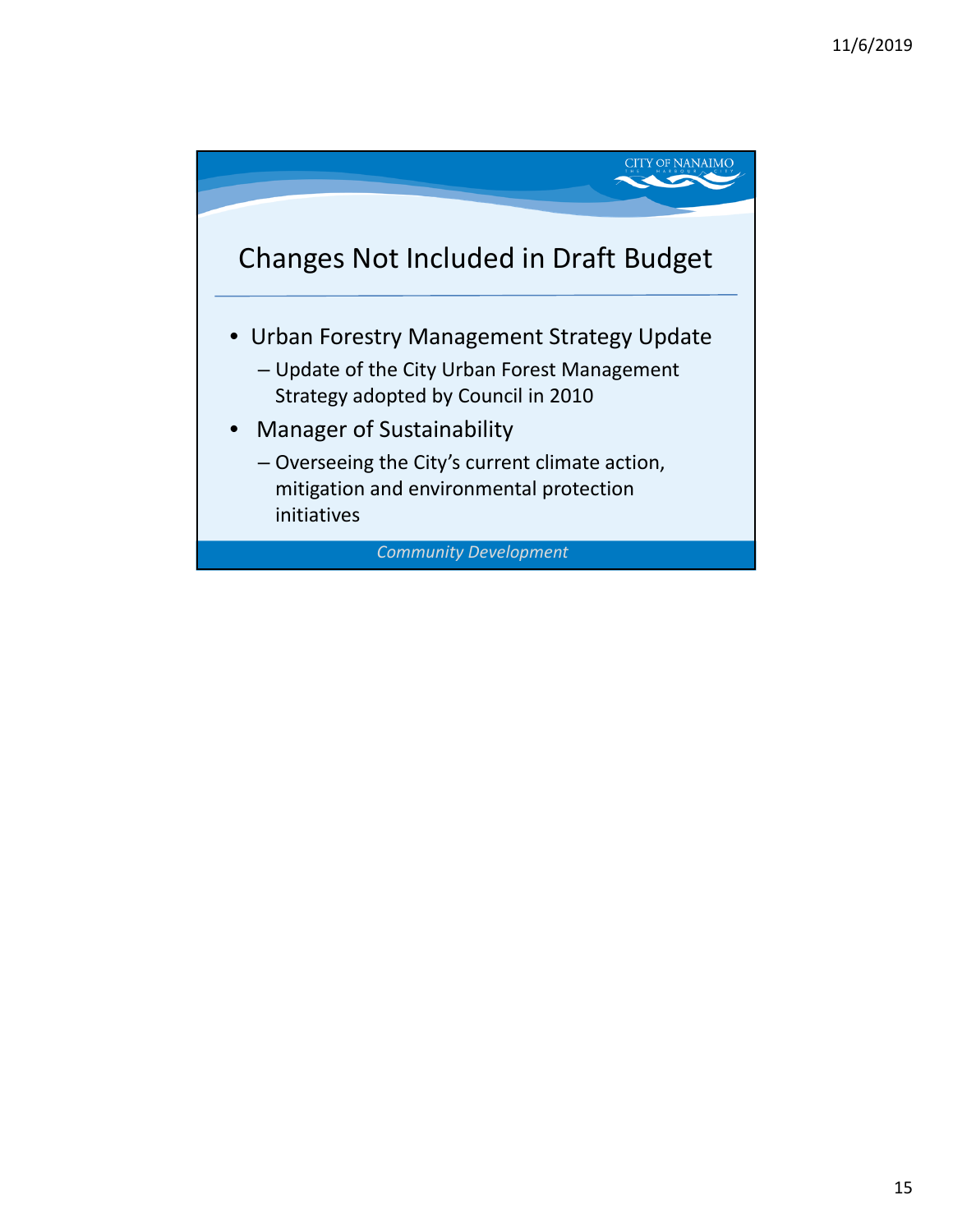# Changes Not Included in Draft Budget

- Urban Forestry Management Strategy Update
  - Update of the City Urban Forest Management Strategy adopted by Council in 2010
- Manager of Sustainability
  - Overseeing the City's current climate action, mitigation and environmental protection initiatives

*Community Development*